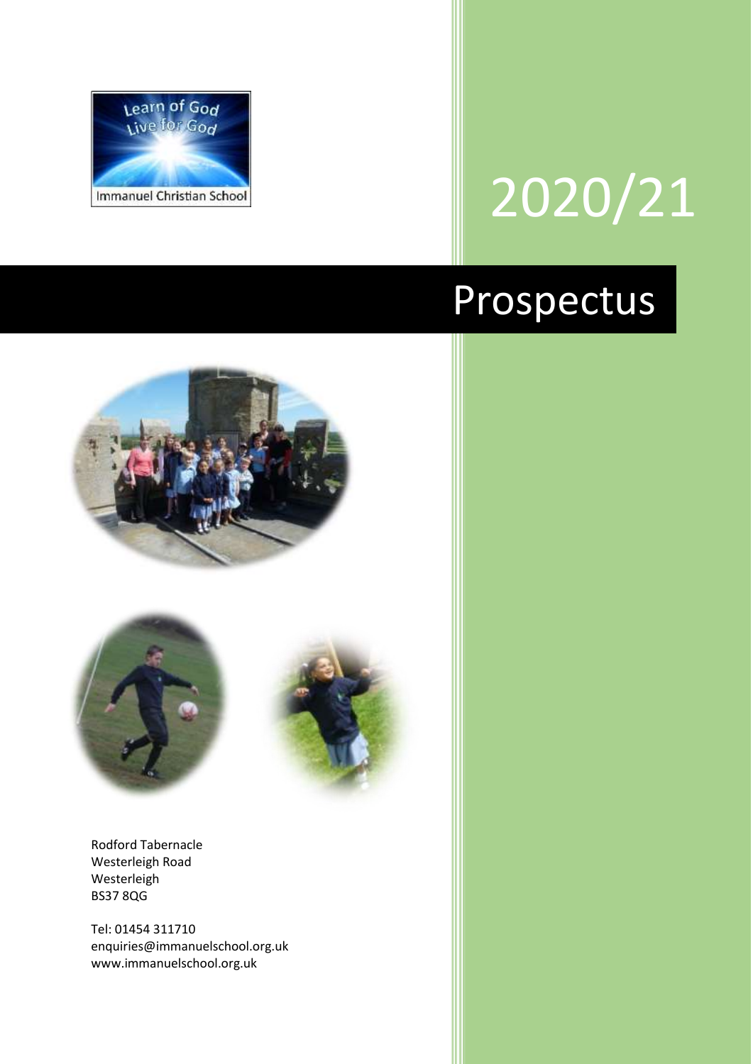Learn of God
Live for God

Immanuel Christian School

# 2020/21

# Prospectus

Rodford Tabernacle
Westerleigh Road
Westerleigh
BS37 8QG

Tel: 01454 311710
enquiries@immanuelschool.org.uk
www.immanuelschool.org.uk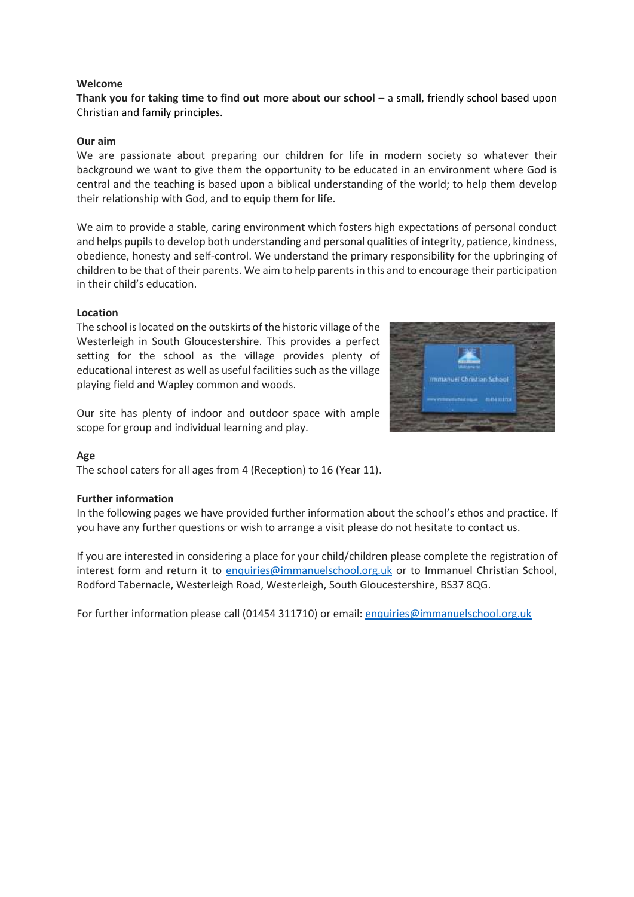**Welcome**

**Thank you for taking time to find out more about our school** – a small, friendly school based upon Christian and family principles.

**Our aim**

We are passionate about preparing our children for life in modern society so whatever their background we want to give them the opportunity to be educated in an environment where God is central and the teaching is based upon a biblical understanding of the world; to help them develop their relationship with God, and to equip them for life.

We aim to provide a stable, caring environment which fosters high expectations of personal conduct and helps pupils to develop both understanding and personal qualities of integrity, patience, kindness, obedience, honesty and self-control. We understand the primary responsibility for the upbringing of children to be that of their parents. We aim to help parents in this and to encourage their participation in their child's education.

**Location**

The school is located on the outskirts of the historic village of the Westerleigh in South Gloucestershire. This provides a perfect setting for the school as the village provides plenty of educational interest as well as useful facilities such as the village playing field and Wapley common and woods.

Our site has plenty of indoor and outdoor space with ample scope for group and individual learning and play.

**Age**

The school caters for all ages from 4 (Reception) to 16 (Year 11).

**Further information**

In the following pages we have provided further information about the school's ethos and practice. If you have any further questions or wish to arrange a visit please do not hesitate to contact us.

If you are interested in considering a place for your child/children please complete the registration of interest form and return it to enquiries@immanuelschool.org.uk or to Immanuel Christian School, Rodford Tabernacle, Westerleigh Road, Westerleigh, South Gloucestershire, BS37 8QG.

For further information please call (01454 311710) or email: enquiries@immanuelschool.org.uk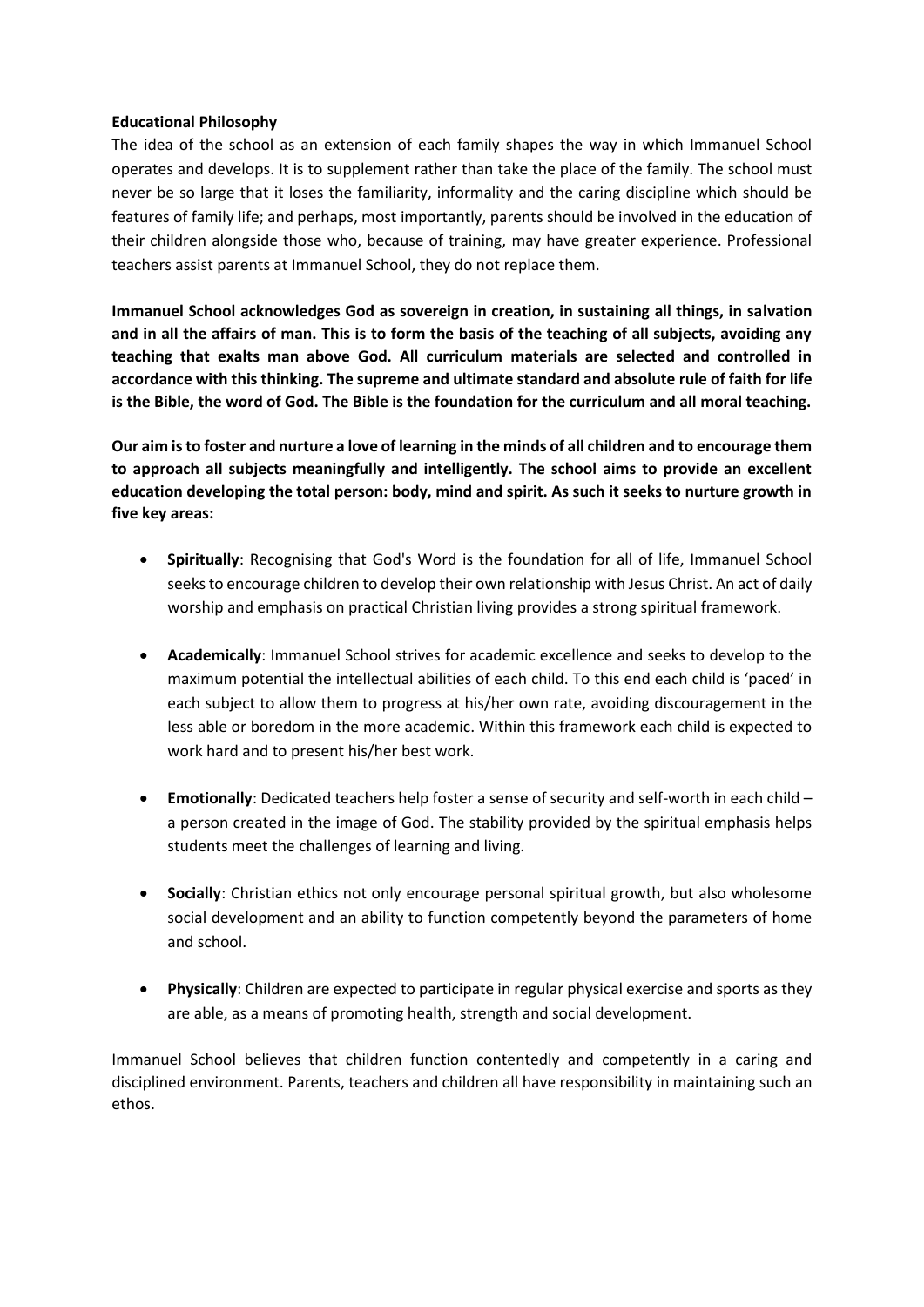**Educational Philosophy**

The idea of the school as an extension of each family shapes the way in which Immanuel School operates and develops. It is to supplement rather than take the place of the family. The school must never be so large that it loses the familiarity, informality and the caring discipline which should be features of family life; and perhaps, most importantly, parents should be involved in the education of their children alongside those who, because of training, may have greater experience. Professional teachers assist parents at Immanuel School, they do not replace them.

**Immanuel School acknowledges God as sovereign in creation, in sustaining all things, in salvation and in all the affairs of man. This is to form the basis of the teaching of all subjects, avoiding any teaching that exalts man above God. All curriculum materials are selected and controlled in accordance with this thinking. The supreme and ultimate standard and absolute rule of faith for life is the Bible, the word of God. The Bible is the foundation for the curriculum and all moral teaching.**

**Our aim is to foster and nurture a love of learning in the minds of all children and to encourage them to approach all subjects meaningfully and intelligently. The school aims to provide an excellent education developing the total person: body, mind and spirit. As such it seeks to nurture growth in five key areas:**

- **Spiritually**: Recognising that God's Word is the foundation for all of life, Immanuel School seeks to encourage children to develop their own relationship with Jesus Christ. An act of daily worship and emphasis on practical Christian living provides a strong spiritual framework.

- **Academically**: Immanuel School strives for academic excellence and seeks to develop to the maximum potential the intellectual abilities of each child. To this end each child is 'paced' in each subject to allow them to progress at his/her own rate, avoiding discouragement in the less able or boredom in the more academic. Within this framework each child is expected to work hard and to present his/her best work.

- **Emotionally**: Dedicated teachers help foster a sense of security and self-worth in each child – a person created in the image of God. The stability provided by the spiritual emphasis helps students meet the challenges of learning and living.

- **Socially**: Christian ethics not only encourage personal spiritual growth, but also wholesome social development and an ability to function competently beyond the parameters of home and school.

- **Physically**: Children are expected to participate in regular physical exercise and sports as they are able, as a means of promoting health, strength and social development.

Immanuel School believes that children function contentedly and competently in a caring and disciplined environment. Parents, teachers and children all have responsibility in maintaining such an ethos.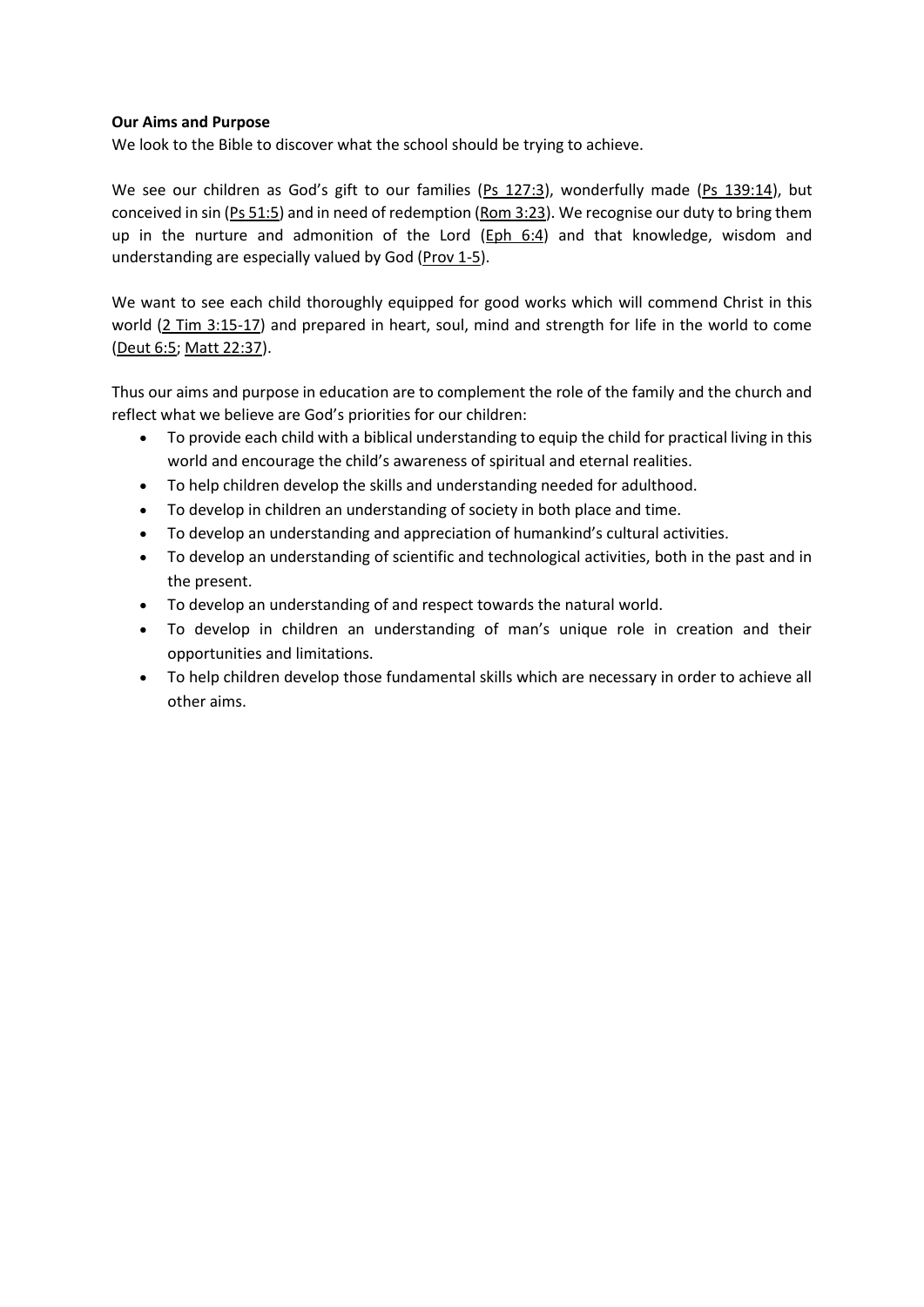**Our Aims and Purpose**

We look to the Bible to discover what the school should be trying to achieve.

We see our children as God's gift to our families (Ps 127:3), wonderfully made (Ps 139:14), but conceived in sin (Ps 51:5) and in need of redemption (Rom 3:23). We recognise our duty to bring them up in the nurture and admonition of the Lord (Eph 6:4) and that knowledge, wisdom and understanding are especially valued by God (Prov 1-5).

We want to see each child thoroughly equipped for good works which will commend Christ in this world (2 Tim 3:15-17) and prepared in heart, soul, mind and strength for life in the world to come (Deut 6:5; Matt 22:37).

Thus our aims and purpose in education are to complement the role of the family and the church and reflect what we believe are God's priorities for our children:

- To provide each child with a biblical understanding to equip the child for practical living in this world and encourage the child's awareness of spiritual and eternal realities.
- To help children develop the skills and understanding needed for adulthood.
- To develop in children an understanding of society in both place and time.
- To develop an understanding and appreciation of humankind's cultural activities.
- To develop an understanding of scientific and technological activities, both in the past and in the present.
- To develop an understanding of and respect towards the natural world.
- To develop in children an understanding of man's unique role in creation and their opportunities and limitations.
- To help children develop those fundamental skills which are necessary in order to achieve all other aims.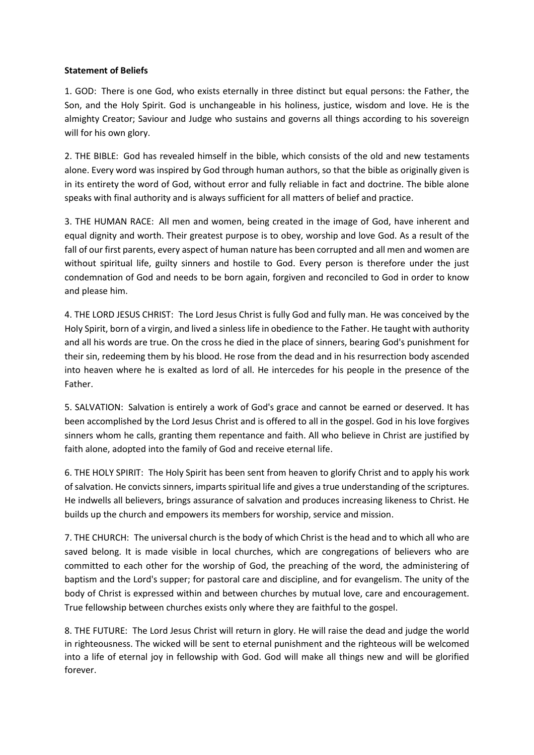**Statement of Beliefs**

1. GOD: There is one God, who exists eternally in three distinct but equal persons: the Father, the Son, and the Holy Spirit. God is unchangeable in his holiness, justice, wisdom and love. He is the almighty Creator; Saviour and Judge who sustains and governs all things according to his sovereign will for his own glory.

2. THE BIBLE: God has revealed himself in the bible, which consists of the old and new testaments alone. Every word was inspired by God through human authors, so that the bible as originally given is in its entirety the word of God, without error and fully reliable in fact and doctrine. The bible alone speaks with final authority and is always sufficient for all matters of belief and practice.

3. THE HUMAN RACE: All men and women, being created in the image of God, have inherent and equal dignity and worth. Their greatest purpose is to obey, worship and love God. As a result of the fall of our first parents, every aspect of human nature has been corrupted and all men and women are without spiritual life, guilty sinners and hostile to God. Every person is therefore under the just condemnation of God and needs to be born again, forgiven and reconciled to God in order to know and please him.

4. THE LORD JESUS CHRIST: The Lord Jesus Christ is fully God and fully man. He was conceived by the Holy Spirit, born of a virgin, and lived a sinless life in obedience to the Father. He taught with authority and all his words are true. On the cross he died in the place of sinners, bearing God's punishment for their sin, redeeming them by his blood. He rose from the dead and in his resurrection body ascended into heaven where he is exalted as lord of all. He intercedes for his people in the presence of the Father.

5. SALVATION: Salvation is entirely a work of God's grace and cannot be earned or deserved. It has been accomplished by the Lord Jesus Christ and is offered to all in the gospel. God in his love forgives sinners whom he calls, granting them repentance and faith. All who believe in Christ are justified by faith alone, adopted into the family of God and receive eternal life.

6. THE HOLY SPIRIT: The Holy Spirit has been sent from heaven to glorify Christ and to apply his work of salvation. He convicts sinners, imparts spiritual life and gives a true understanding of the scriptures. He indwells all believers, brings assurance of salvation and produces increasing likeness to Christ. He builds up the church and empowers its members for worship, service and mission.

7. THE CHURCH: The universal church is the body of which Christ is the head and to which all who are saved belong. It is made visible in local churches, which are congregations of believers who are committed to each other for the worship of God, the preaching of the word, the administering of baptism and the Lord's supper; for pastoral care and discipline, and for evangelism. The unity of the body of Christ is expressed within and between churches by mutual love, care and encouragement. True fellowship between churches exists only where they are faithful to the gospel.

8. THE FUTURE: The Lord Jesus Christ will return in glory. He will raise the dead and judge the world in righteousness. The wicked will be sent to eternal punishment and the righteous will be welcomed into a life of eternal joy in fellowship with God. God will make all things new and will be glorified forever.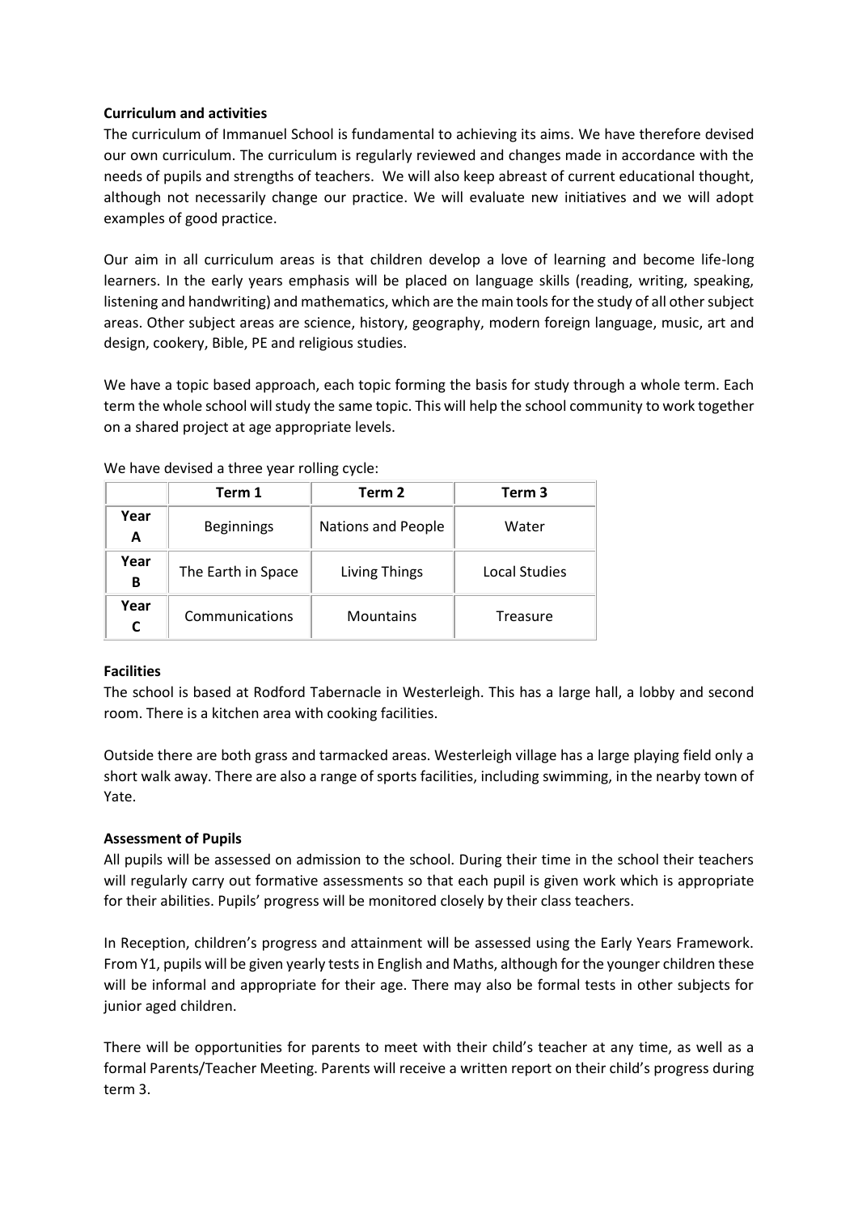**Curriculum and activities**

The curriculum of Immanuel School is fundamental to achieving its aims. We have therefore devised our own curriculum. The curriculum is regularly reviewed and changes made in accordance with the needs of pupils and strengths of teachers. We will also keep abreast of current educational thought, although not necessarily change our practice. We will evaluate new initiatives and we will adopt examples of good practice.

Our aim in all curriculum areas is that children develop a love of learning and become life-long learners. In the early years emphasis will be placed on language skills (reading, writing, speaking, listening and handwriting) and mathematics, which are the main tools for the study of all other subject areas. Other subject areas are science, history, geography, modern foreign language, music, art and design, cookery, Bible, PE and religious studies.

We have a topic based approach, each topic forming the basis for study through a whole term. Each term the whole school will study the same topic. This will help the school community to work together on a shared project at age appropriate levels.

We have devised a three year rolling cycle:

| | Term 1 | Term 2 | Term 3 |
|---|---|---|---|
| **Year A** | Beginnings | Nations and People | Water |
| **Year B** | The Earth in Space | Living Things | Local Studies |
| **Year C** | Communications | Mountains | Treasure |

**Facilities**

The school is based at Rodford Tabernacle in Westerleigh. This has a large hall, a lobby and second room. There is a kitchen area with cooking facilities.

Outside there are both grass and tarmacked areas. Westerleigh village has a large playing field only a short walk away. There are also a range of sports facilities, including swimming, in the nearby town of Yate.

**Assessment of Pupils**

All pupils will be assessed on admission to the school. During their time in the school their teachers will regularly carry out formative assessments so that each pupil is given work which is appropriate for their abilities. Pupils' progress will be monitored closely by their class teachers.

In Reception, children's progress and attainment will be assessed using the Early Years Framework. From Y1, pupils will be given yearly tests in English and Maths, although for the younger children these will be informal and appropriate for their age. There may also be formal tests in other subjects for junior aged children.

There will be opportunities for parents to meet with their child's teacher at any time, as well as a formal Parents/Teacher Meeting. Parents will receive a written report on their child's progress during term 3.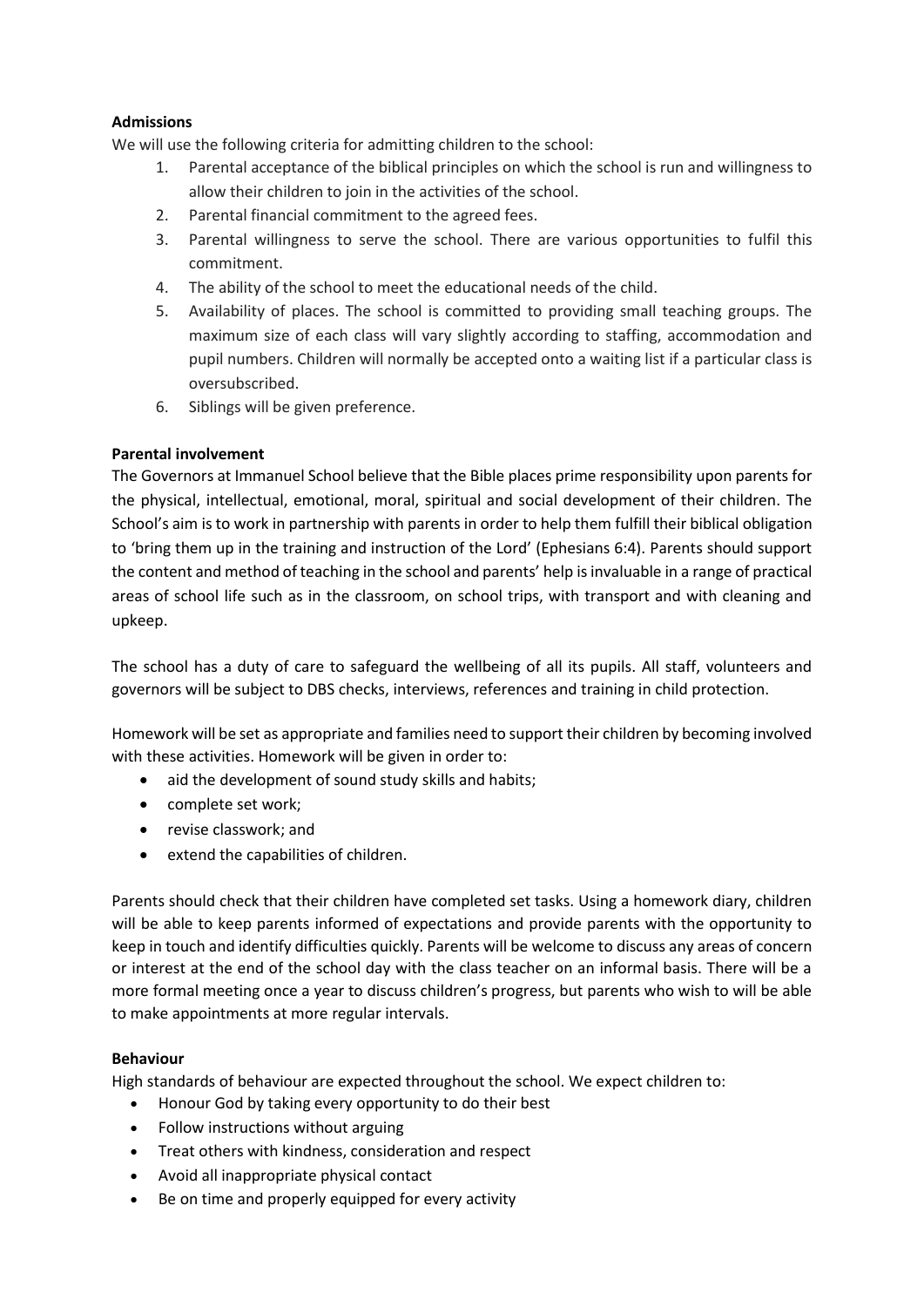**Admissions**

We will use the following criteria for admitting children to the school:

1. Parental acceptance of the biblical principles on which the school is run and willingness to allow their children to join in the activities of the school.
2. Parental financial commitment to the agreed fees.
3. Parental willingness to serve the school. There are various opportunities to fulfil this commitment.
4. The ability of the school to meet the educational needs of the child.
5. Availability of places. The school is committed to providing small teaching groups. The maximum size of each class will vary slightly according to staffing, accommodation and pupil numbers. Children will normally be accepted onto a waiting list if a particular class is oversubscribed.
6. Siblings will be given preference.

**Parental involvement**

The Governors at Immanuel School believe that the Bible places prime responsibility upon parents for the physical, intellectual, emotional, moral, spiritual and social development of their children. The School's aim is to work in partnership with parents in order to help them fulfill their biblical obligation to 'bring them up in the training and instruction of the Lord' (Ephesians 6:4). Parents should support the content and method of teaching in the school and parents' help is invaluable in a range of practical areas of school life such as in the classroom, on school trips, with transport and with cleaning and upkeep.

The school has a duty of care to safeguard the wellbeing of all its pupils. All staff, volunteers and governors will be subject to DBS checks, interviews, references and training in child protection.

Homework will be set as appropriate and families need to support their children by becoming involved with these activities. Homework will be given in order to:

- aid the development of sound study skills and habits;
- complete set work;
- revise classwork; and
- extend the capabilities of children.

Parents should check that their children have completed set tasks. Using a homework diary, children will be able to keep parents informed of expectations and provide parents with the opportunity to keep in touch and identify difficulties quickly. Parents will be welcome to discuss any areas of concern or interest at the end of the school day with the class teacher on an informal basis. There will be a more formal meeting once a year to discuss children's progress, but parents who wish to will be able to make appointments at more regular intervals.

**Behaviour**

High standards of behaviour are expected throughout the school. We expect children to:

- Honour God by taking every opportunity to do their best
- Follow instructions without arguing
- Treat others with kindness, consideration and respect
- Avoid all inappropriate physical contact
- Be on time and properly equipped for every activity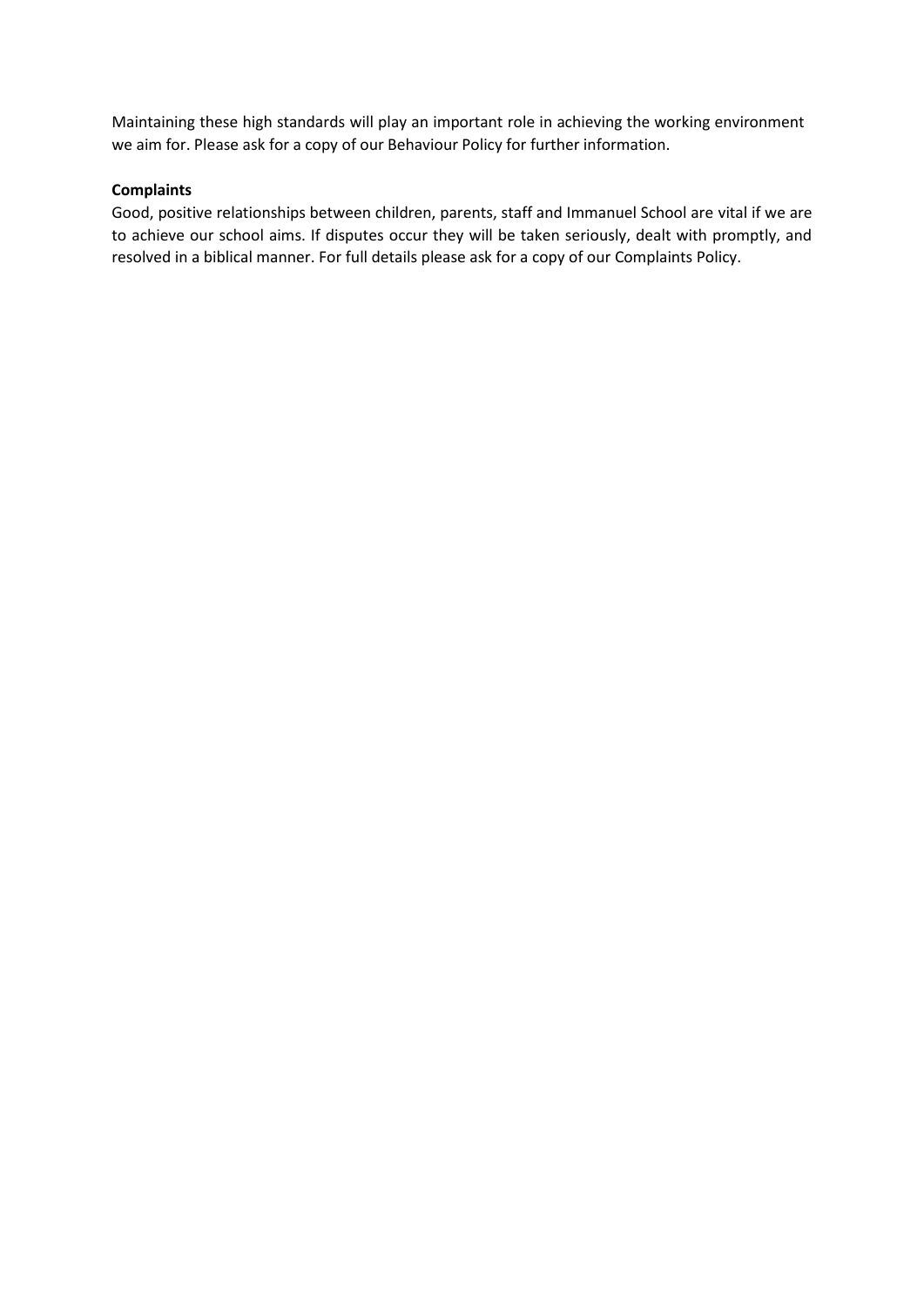Maintaining these high standards will play an important role in achieving the working environment we aim for. Please ask for a copy of our Behaviour Policy for further information.

**Complaints**

Good, positive relationships between children, parents, staff and Immanuel School are vital if we are to achieve our school aims. If disputes occur they will be taken seriously, dealt with promptly, and resolved in a biblical manner. For full details please ask for a copy of our Complaints Policy.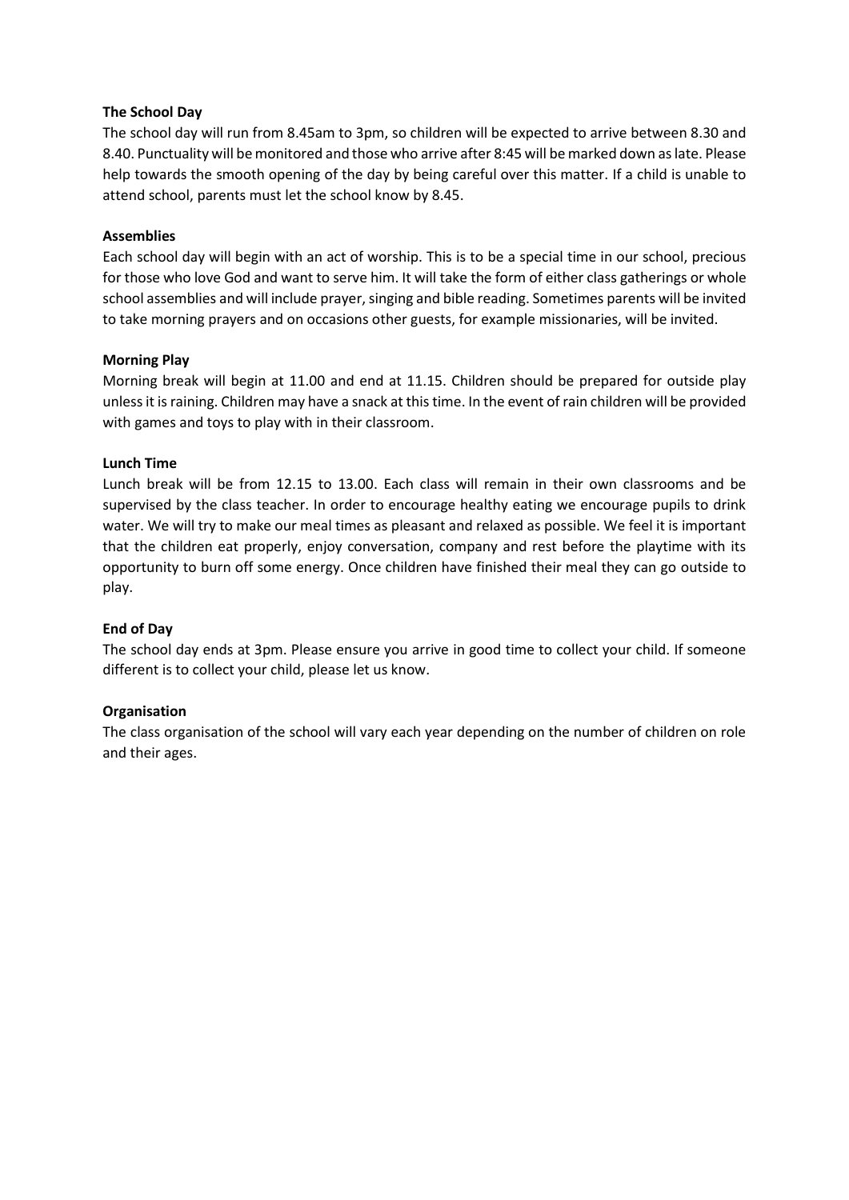**The School Day**

The school day will run from 8.45am to 3pm, so children will be expected to arrive between 8.30 and 8.40. Punctuality will be monitored and those who arrive after 8:45 will be marked down as late. Please help towards the smooth opening of the day by being careful over this matter. If a child is unable to attend school, parents must let the school know by 8.45.

**Assemblies**

Each school day will begin with an act of worship. This is to be a special time in our school, precious for those who love God and want to serve him. It will take the form of either class gatherings or whole school assemblies and will include prayer, singing and bible reading. Sometimes parents will be invited to take morning prayers and on occasions other guests, for example missionaries, will be invited.

**Morning Play**

Morning break will begin at 11.00 and end at 11.15. Children should be prepared for outside play unless it is raining. Children may have a snack at this time. In the event of rain children will be provided with games and toys to play with in their classroom.

**Lunch Time**

Lunch break will be from 12.15 to 13.00. Each class will remain in their own classrooms and be supervised by the class teacher. In order to encourage healthy eating we encourage pupils to drink water. We will try to make our meal times as pleasant and relaxed as possible. We feel it is important that the children eat properly, enjoy conversation, company and rest before the playtime with its opportunity to burn off some energy. Once children have finished their meal they can go outside to play.

**End of Day**

The school day ends at 3pm. Please ensure you arrive in good time to collect your child. If someone different is to collect your child, please let us know.

**Organisation**

The class organisation of the school will vary each year depending on the number of children on role and their ages.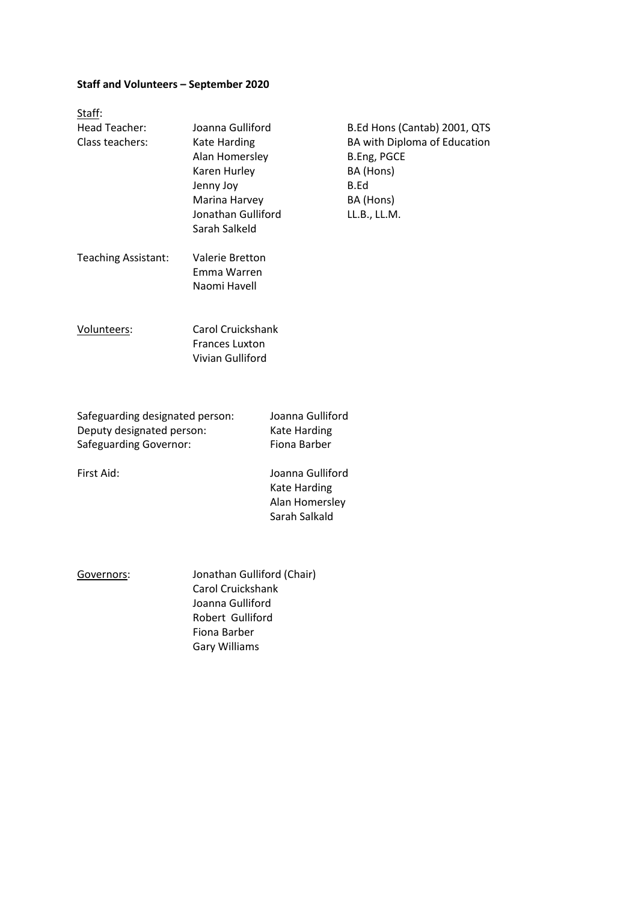**Staff and Volunteers – September 2020**

Staff:

| | | |
|---|---|---|
| Head Teacher: | Joanna Gulliford | B.Ed Hons (Cantab) 2001, QTS |
| Class teachers: | Kate Harding | BA with Diploma of Education |
| | Alan Homersley | B.Eng, PGCE |
| | Karen Hurley | BA (Hons) |
| | Jenny Joy | B.Ed |
| | Marina Harvey | BA (Hons) |
| | Jonathan Gulliford | LL.B., LL.M. |
| | Sarah Salkeld | |
| Teaching Assistant: | Valerie Bretton | |
| | Emma Warren | |
| | Naomi Havell | |

Volunteers:

Carol Cruickshank
Frances Luxton
Vivian Gulliford

| | |
|---|---|
| Safeguarding designated person: | Joanna Gulliford |
| Deputy designated person: | Kate Harding |
| Safeguarding Governor: | Fiona Barber |
| First Aid: | Joanna Gulliford |
| | Kate Harding |
| | Alan Homersley |
| | Sarah Salkald |

Governors:

Jonathan Gulliford (Chair)
Carol Cruickshank
Joanna Gulliford
Robert Gulliford
Fiona Barber
Gary Williams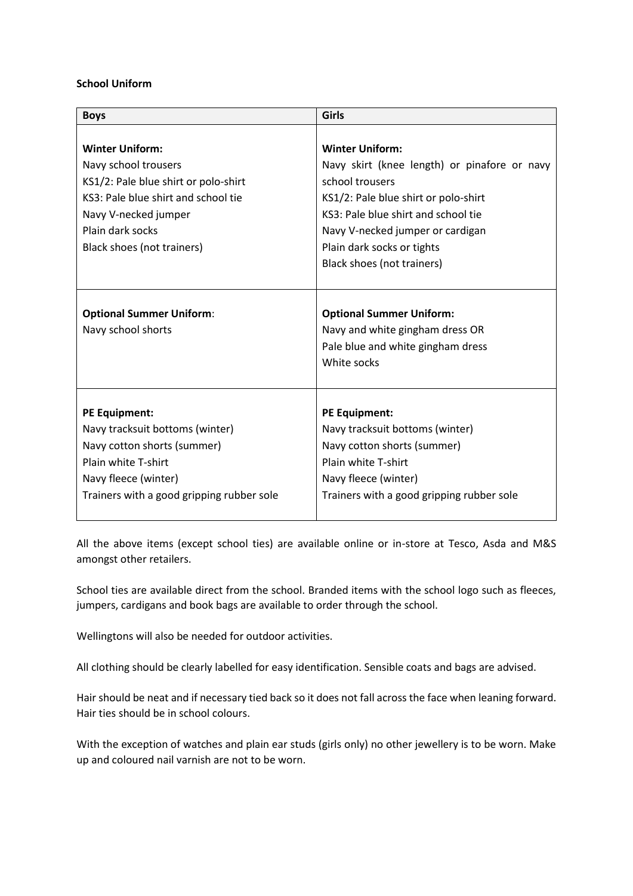**School Uniform**

| Boys | Girls |
| --- | --- |
| **Winter Uniform:**<br>Navy school trousers<br>KS1/2: Pale blue shirt or polo-shirt<br>KS3: Pale blue shirt and school tie<br>Navy V-necked jumper<br>Plain dark socks<br>Black shoes (not trainers) | **Winter Uniform:**<br>Navy skirt (knee length) or pinafore or navy school trousers<br>KS1/2: Pale blue shirt or polo-shirt<br>KS3: Pale blue shirt and school tie<br>Navy V-necked jumper or cardigan<br>Plain dark socks or tights<br>Black shoes (not trainers) |
| **Optional Summer Uniform**:<br>Navy school shorts | **Optional Summer Uniform:**<br>Navy and white gingham dress OR<br>Pale blue and white gingham dress<br>White socks |
| **PE Equipment:**<br>Navy tracksuit bottoms (winter)<br>Navy cotton shorts (summer)<br>Plain white T-shirt<br>Navy fleece (winter)<br>Trainers with a good gripping rubber sole | **PE Equipment:**<br>Navy tracksuit bottoms (winter)<br>Navy cotton shorts (summer)<br>Plain white T-shirt<br>Navy fleece (winter)<br>Trainers with a good gripping rubber sole |

All the above items (except school ties) are available online or in-store at Tesco, Asda and M&S amongst other retailers.

School ties are available direct from the school. Branded items with the school logo such as fleeces, jumpers, cardigans and book bags are available to order through the school.

Wellingtons will also be needed for outdoor activities.

All clothing should be clearly labelled for easy identification. Sensible coats and bags are advised.

Hair should be neat and if necessary tied back so it does not fall across the face when leaning forward. Hair ties should be in school colours.

With the exception of watches and plain ear studs (girls only) no other jewellery is to be worn. Make up and coloured nail varnish are not to be worn.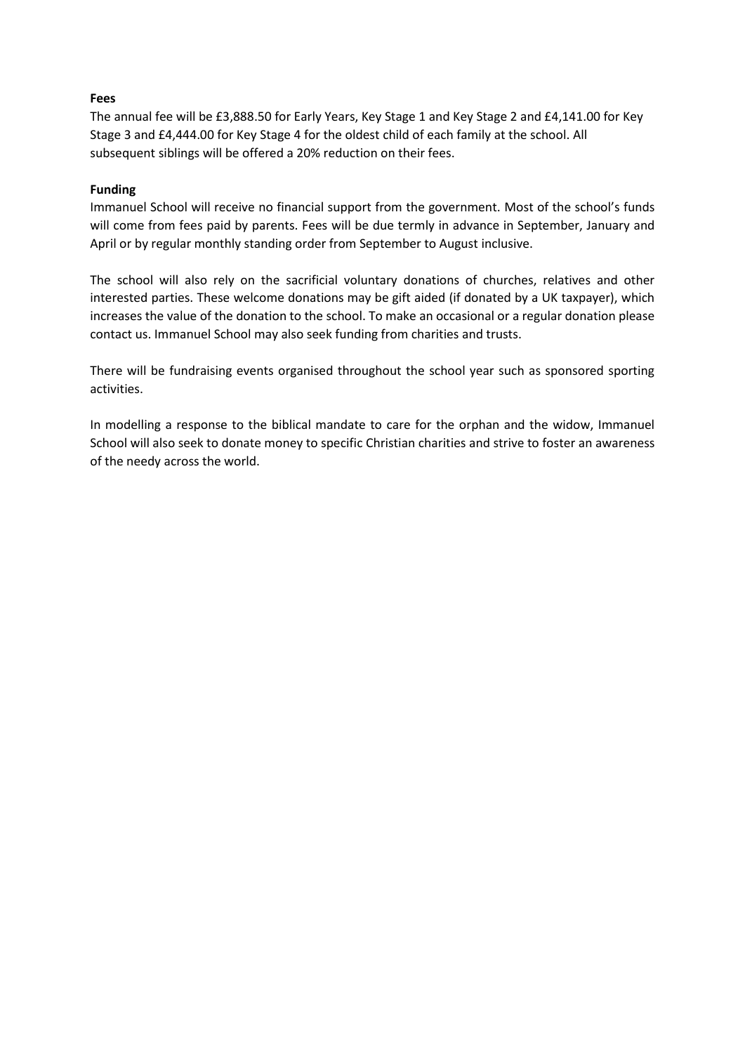**Fees**

The annual fee will be £3,888.50 for Early Years, Key Stage 1 and Key Stage 2 and £4,141.00 for Key Stage 3 and £4,444.00 for Key Stage 4 for the oldest child of each family at the school. All subsequent siblings will be offered a 20% reduction on their fees.

**Funding**

Immanuel School will receive no financial support from the government. Most of the school's funds will come from fees paid by parents. Fees will be due termly in advance in September, January and April or by regular monthly standing order from September to August inclusive.

The school will also rely on the sacrificial voluntary donations of churches, relatives and other interested parties. These welcome donations may be gift aided (if donated by a UK taxpayer), which increases the value of the donation to the school. To make an occasional or a regular donation please contact us. Immanuel School may also seek funding from charities and trusts.

There will be fundraising events organised throughout the school year such as sponsored sporting activities.

In modelling a response to the biblical mandate to care for the orphan and the widow, Immanuel School will also seek to donate money to specific Christian charities and strive to foster an awareness of the needy across the world.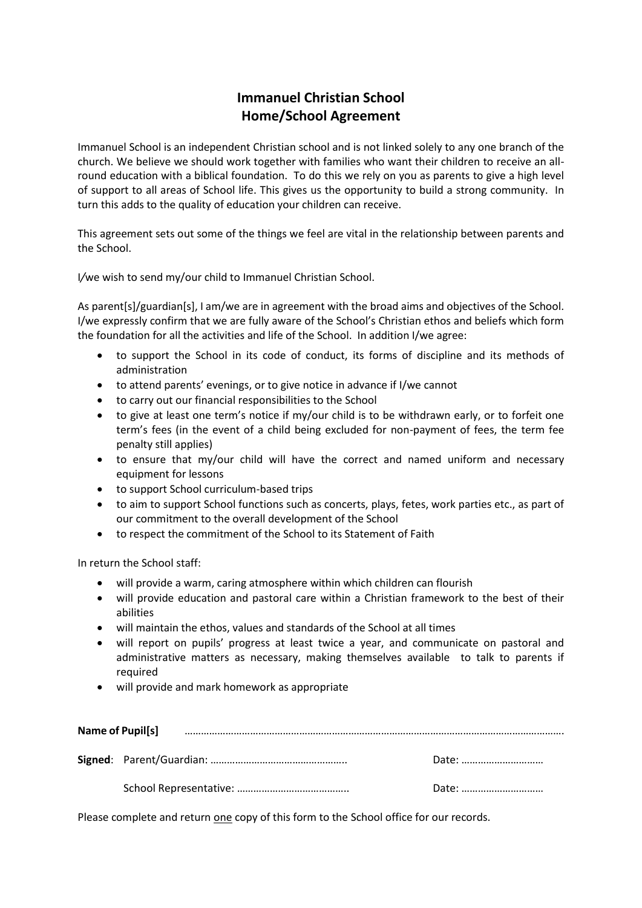# Immanuel Christian School
# Home/School Agreement

Immanuel School is an independent Christian school and is not linked solely to any one branch of the church. We believe we should work together with families who want their children to receive an all-round education with a biblical foundation. To do this we rely on you as parents to give a high level of support to all areas of School life. This gives us the opportunity to build a strong community. In turn this adds to the quality of education your children can receive.

This agreement sets out some of the things we feel are vital in the relationship between parents and the School.

I/we wish to send my/our child to Immanuel Christian School.

As parent[s]/guardian[s], I am/we are in agreement with the broad aims and objectives of the School. I/we expressly confirm that we are fully aware of the School's Christian ethos and beliefs which form the foundation for all the activities and life of the School. In addition I/we agree:

- to support the School in its code of conduct, its forms of discipline and its methods of administration
- to attend parents' evenings, or to give notice in advance if I/we cannot
- to carry out our financial responsibilities to the School
- to give at least one term's notice if my/our child is to be withdrawn early, or to forfeit one term's fees (in the event of a child being excluded for non-payment of fees, the term fee penalty still applies)
- to ensure that my/our child will have the correct and named uniform and necessary equipment for lessons
- to support School curriculum-based trips
- to aim to support School functions such as concerts, plays, fetes, work parties etc., as part of our commitment to the overall development of the School
- to respect the commitment of the School to its Statement of Faith

In return the School staff:

- will provide a warm, caring atmosphere within which children can flourish
- will provide education and pastoral care within a Christian framework to the best of their abilities
- will maintain the ethos, values and standards of the School at all times
- will report on pupils' progress at least twice a year, and communicate on pastoral and administrative matters as necessary, making themselves available to talk to parents if required
- will provide and mark homework as appropriate

**Name of Pupil[s]** ……………………………………………………………………………………………………………………….

**Signed**: Parent/Guardian: ………………………………………….. Date: …………………………

School Representative: ………………………………….. Date: …………………………

Please complete and return <u>one</u> copy of this form to the School office for our records.